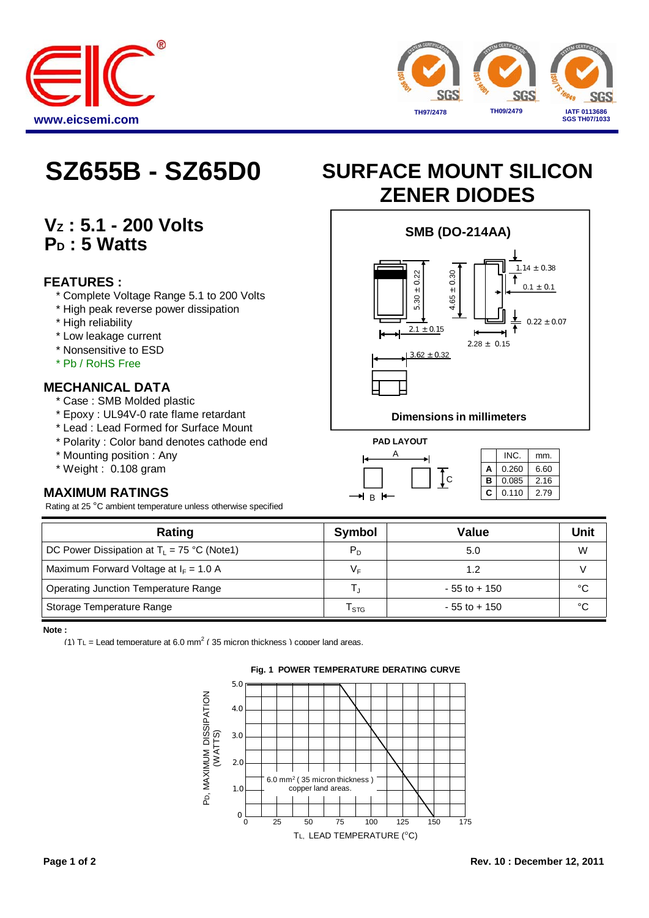www.eicsemi.com

TH97/2478 TH09/2479 IATF 0113686 SGS TH07/1033

# SZ655B - SZ65D0

# SURFACE MOUNT SILICON ZENER DIODES

## $V_Z$ : 5.1 - 200 Volts
## $P_D$ : 5 Watts

### FEATURES :

* Complete Voltage Range 5.1 to 200 Volts
* High peak reverse power dissipation
* High reliability
* Low leakage current
* Nonsensitive to ESD
* Pb / RoHS Free

### MECHANICAL DATA

* Case : SMB Molded plastic
* Epoxy : UL94V-0 rate flame retardant
* Lead : Lead Formed for Surface Mount
* Polarity : Color band denotes cathode end
* Mounting position : Any
* Weight : 0.108 gram

**SMB (DO-214AA)**

1.14 ± 0.38, 0.1 ± 0.1, 0.22 ± 0.07, 5.30 ± 0.22, 4.65 ± 0.30, 2.1 ± 0.15, 2.28 ± 0.15, 3.62 ± 0.32

**Dimensions in millimeters**

**PAD LAYOUT**

| | INC. | mm. |
|---|---|---|
| A | 0.260 | 6.60 |
| B | 0.085 | 2.16 |
| C | 0.110 | 2.79 |

### MAXIMUM RATINGS

Rating at 25 °C ambient temperature unless otherwise specified

| Rating | Symbol | Value | Unit |
|---|---|---|---|
| DC Power Dissipation at $T_L$ = 75 °C (Note1) | $P_D$ | 5.0 | W |
| Maximum Forward Voltage at $I_F$ = 1.0 A | $V_F$ | 1.2 | V |
| Operating Junction Temperature Range | $T_J$ | - 55 to + 150 | °C |
| Storage Temperature Range | $T_{STG}$ | - 55 to + 150 | °C |

**Note :**

(1) $T_L$ = Lead temperature at 6.0 $mm^2$ ( 35 micron thickness ) copper land areas.

**Fig. 1 POWER TEMPERATURE DERATING CURVE**

$P_D$, MAXIMUM DISSIPATION (WATTS)

6.0 $mm^2$ ( 35 micron thickness ) copper land areas.

$T_L$, LEAD TEMPERATURE (°C)

Rev. 10 : December 12, 2011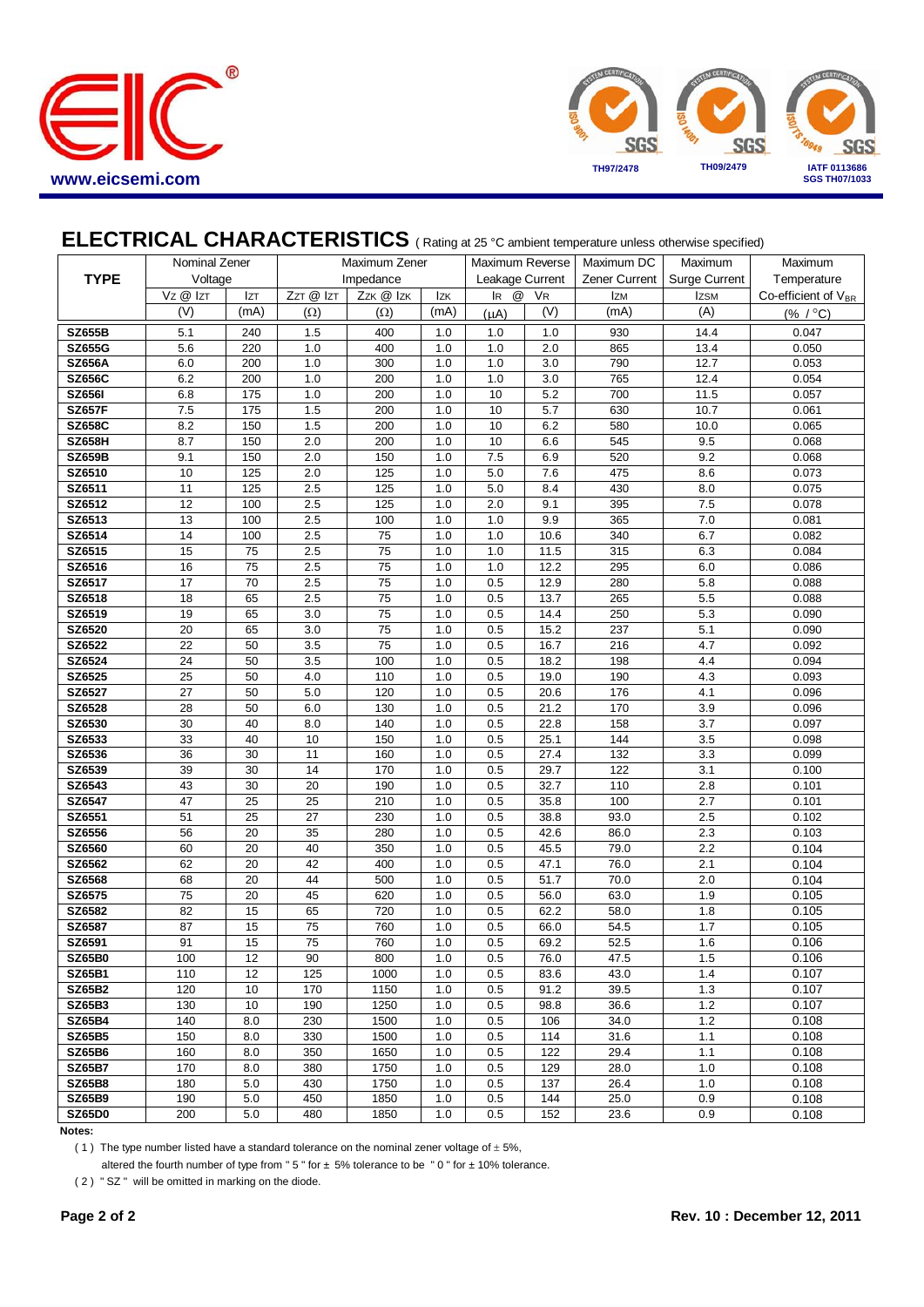www.eicsemi.com

TH97/2478 TH09/2479 IATF 0113686 SGS TH07/1033

# ELECTRICAL CHARACTERISTICS ( Rating at 25 °C ambient temperature unless otherwise specified)

| TYPE | Nominal Zener Voltage | | Maximum Zener Impedance | | | Maximum Reverse Leakage Current | | Maximum DC Zener Current | Maximum Surge Current | Maximum Temperature Co-efficient of $V_{BR}$ |
|---|---|---|---|---|---|---|---|---|---|---|
| | $V_Z$ @ $I_{ZT}$ | $I_{ZT}$ | $Z_{ZT}$ @ $I_{ZT}$ | $Z_{ZK}$ @ $I_{ZK}$ | $I_{ZK}$ | $I_R$ @ | $V_R$ | $I_{ZM}$ | $I_{ZSM}$ | |
| | (V) | (mA) | (Ω) | (Ω) | (mA) | (μA) | (V) | (mA) | (A) | (% / °C) |
| SZ655B | 5.1 | 240 | 1.5 | 400 | 1.0 | 1.0 | 1.0 | 930 | 14.4 | 0.047 |
| SZ655G | 5.6 | 220 | 1.0 | 400 | 1.0 | 1.0 | 2.0 | 865 | 13.4 | 0.050 |
| SZ656A | 6.0 | 200 | 1.0 | 300 | 1.0 | 1.0 | 3.0 | 790 | 12.7 | 0.053 |
| SZ656C | 6.2 | 200 | 1.0 | 200 | 1.0 | 1.0 | 3.0 | 765 | 12.4 | 0.054 |
| SZ656I | 6.8 | 175 | 1.0 | 200 | 1.0 | 10 | 5.2 | 700 | 11.5 | 0.057 |
| SZ657F | 7.5 | 175 | 1.5 | 200 | 1.0 | 10 | 5.7 | 630 | 10.7 | 0.061 |
| SZ658C | 8.2 | 150 | 1.5 | 200 | 1.0 | 10 | 6.2 | 580 | 10.0 | 0.065 |
| SZ658H | 8.7 | 150 | 2.0 | 200 | 1.0 | 10 | 6.6 | 545 | 9.5 | 0.068 |
| SZ659B | 9.1 | 150 | 2.0 | 150 | 1.0 | 7.5 | 6.9 | 520 | 9.2 | 0.068 |
| SZ6510 | 10 | 125 | 2.0 | 125 | 1.0 | 5.0 | 7.6 | 475 | 8.6 | 0.073 |
| SZ6511 | 11 | 125 | 2.5 | 125 | 1.0 | 5.0 | 8.4 | 430 | 8.0 | 0.075 |
| SZ6512 | 12 | 100 | 2.5 | 125 | 1.0 | 2.0 | 9.1 | 395 | 7.5 | 0.078 |
| SZ6513 | 13 | 100 | 2.5 | 100 | 1.0 | 1.0 | 9.9 | 365 | 7.0 | 0.081 |
| SZ6514 | 14 | 100 | 2.5 | 75 | 1.0 | 1.0 | 10.6 | 340 | 6.7 | 0.082 |
| SZ6515 | 15 | 75 | 2.5 | 75 | 1.0 | 1.0 | 11.5 | 315 | 6.3 | 0.084 |
| SZ6516 | 16 | 75 | 2.5 | 75 | 1.0 | 1.0 | 12.2 | 295 | 6.0 | 0.086 |
| SZ6517 | 17 | 70 | 2.5 | 75 | 1.0 | 0.5 | 12.9 | 280 | 5.8 | 0.088 |
| SZ6518 | 18 | 65 | 2.5 | 75 | 1.0 | 0.5 | 13.7 | 265 | 5.5 | 0.088 |
| SZ6519 | 19 | 65 | 3.0 | 75 | 1.0 | 0.5 | 14.4 | 250 | 5.3 | 0.090 |
| SZ6520 | 20 | 65 | 3.0 | 75 | 1.0 | 0.5 | 15.2 | 237 | 5.1 | 0.090 |
| SZ6522 | 22 | 50 | 3.5 | 75 | 1.0 | 0.5 | 16.7 | 216 | 4.7 | 0.092 |
| SZ6524 | 24 | 50 | 3.5 | 100 | 1.0 | 0.5 | 18.2 | 198 | 4.4 | 0.094 |
| SZ6525 | 25 | 50 | 4.0 | 110 | 1.0 | 0.5 | 19.0 | 190 | 4.3 | 0.093 |
| SZ6527 | 27 | 50 | 5.0 | 120 | 1.0 | 0.5 | 20.6 | 176 | 4.1 | 0.096 |
| SZ6528 | 28 | 50 | 6.0 | 130 | 1.0 | 0.5 | 21.2 | 170 | 3.9 | 0.096 |
| SZ6530 | 30 | 40 | 8.0 | 140 | 1.0 | 0.5 | 22.8 | 158 | 3.7 | 0.097 |
| SZ6533 | 33 | 40 | 10 | 150 | 1.0 | 0.5 | 25.1 | 144 | 3.5 | 0.098 |
| SZ6536 | 36 | 30 | 11 | 160 | 1.0 | 0.5 | 27.4 | 132 | 3.3 | 0.099 |
| SZ6539 | 39 | 30 | 14 | 170 | 1.0 | 0.5 | 29.7 | 122 | 3.1 | 0.100 |
| SZ6543 | 43 | 30 | 20 | 190 | 1.0 | 0.5 | 32.7 | 110 | 2.8 | 0.101 |
| SZ6547 | 47 | 25 | 25 | 210 | 1.0 | 0.5 | 35.8 | 100 | 2.7 | 0.101 |
| SZ6551 | 51 | 25 | 27 | 230 | 1.0 | 0.5 | 38.8 | 93.0 | 2.5 | 0.102 |
| SZ6556 | 56 | 20 | 35 | 280 | 1.0 | 0.5 | 42.6 | 86.0 | 2.3 | 0.103 |
| SZ6560 | 60 | 20 | 40 | 350 | 1.0 | 0.5 | 45.5 | 79.0 | 2.2 | 0.104 |
| SZ6562 | 62 | 20 | 42 | 400 | 1.0 | 0.5 | 47.1 | 76.0 | 2.1 | 0.104 |
| SZ6568 | 68 | 20 | 44 | 500 | 1.0 | 0.5 | 51.7 | 70.0 | 2.0 | 0.104 |
| SZ6575 | 75 | 20 | 45 | 620 | 1.0 | 0.5 | 56.0 | 63.0 | 1.9 | 0.105 |
| SZ6582 | 82 | 15 | 65 | 720 | 1.0 | 0.5 | 62.2 | 58.0 | 1.8 | 0.105 |
| SZ6587 | 87 | 15 | 75 | 760 | 1.0 | 0.5 | 66.0 | 54.5 | 1.7 | 0.105 |
| SZ6591 | 91 | 15 | 75 | 760 | 1.0 | 0.5 | 69.2 | 52.5 | 1.6 | 0.106 |
| SZ65B0 | 100 | 12 | 90 | 800 | 1.0 | 0.5 | 76.0 | 47.5 | 1.5 | 0.106 |
| SZ65B1 | 110 | 12 | 125 | 1000 | 1.0 | 0.5 | 83.6 | 43.0 | 1.4 | 0.107 |
| SZ65B2 | 120 | 10 | 170 | 1150 | 1.0 | 0.5 | 91.2 | 39.5 | 1.3 | 0.107 |
| SZ65B3 | 130 | 10 | 190 | 1250 | 1.0 | 0.5 | 98.8 | 36.6 | 1.2 | 0.107 |
| SZ65B4 | 140 | 8.0 | 230 | 1500 | 1.0 | 0.5 | 106 | 34.0 | 1.2 | 0.108 |
| SZ65B5 | 150 | 8.0 | 330 | 1500 | 1.0 | 0.5 | 114 | 31.6 | 1.1 | 0.108 |
| SZ65B6 | 160 | 8.0 | 350 | 1650 | 1.0 | 0.5 | 122 | 29.4 | 1.1 | 0.108 |
| SZ65B7 | 170 | 8.0 | 380 | 1750 | 1.0 | 0.5 | 129 | 28.0 | 1.0 | 0.108 |
| SZ65B8 | 180 | 5.0 | 430 | 1750 | 1.0 | 0.5 | 137 | 26.4 | 1.0 | 0.108 |
| SZ65B9 | 190 | 5.0 | 450 | 1850 | 1.0 | 0.5 | 144 | 25.0 | 0.9 | 0.108 |
| SZ65D0 | 200 | 5.0 | 480 | 1850 | 1.0 | 0.5 | 152 | 23.6 | 0.9 | 0.108 |

**Notes:**

( 1 ) The type number listed have a standard tolerance on the nominal zener voltage of ± 5%,
altered the fourth number of type from " 5 " for ± 5% tolerance to be " 0 " for ± 10% tolerance.

( 2 ) " SZ " will be omitted in marking on the diode.

Rev. 10 : December 12, 2011